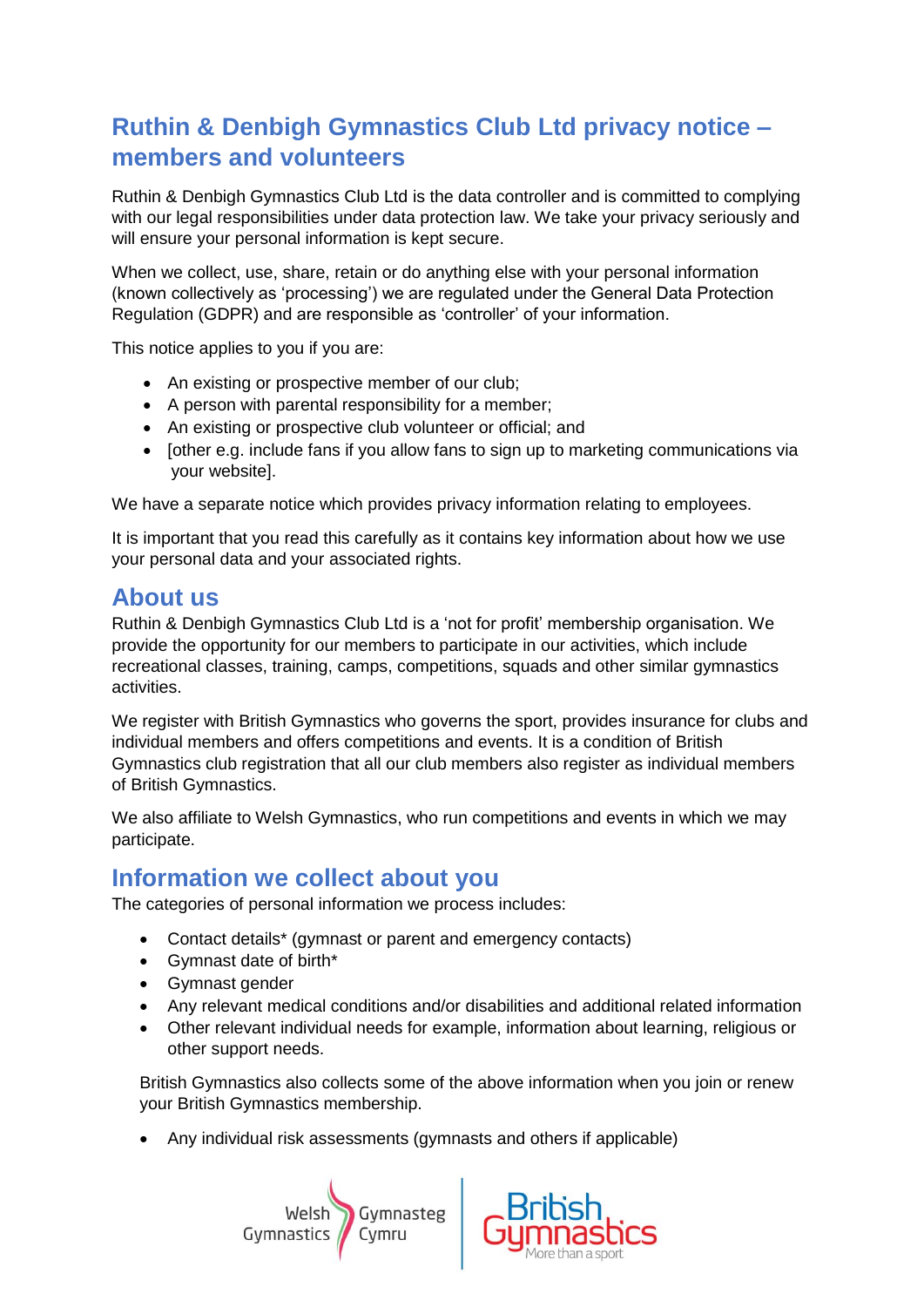# Ruthin & Denbigh Gymnastics Club Ltd privacy notice – members and volunteers

Ruthin & Denbigh Gymnastics Club Ltd is the data controller and is committed to complying with our legal responsibilities under data protection law. We take your privacy seriously and will ensure your personal information is kept secure.

When we collect, use, share, retain or do anything else with your personal information (known collectively as 'processing') we are regulated under the General Data Protection Regulation (GDPR) and are responsible as 'controller' of your information.

This notice applies to you if you are:

- An existing or prospective member of our club;
- A person with parental responsibility for a member;
- An existing or prospective club volunteer or official; and
- [other e.g. include fans if you allow fans to sign up to marketing communications via your website].

We have a separate notice which provides privacy information relating to employees.

It is important that you read this carefully as it contains key information about how we use your personal data and your associated rights.

## About us

Ruthin & Denbigh Gymnastics Club Ltd is a 'not for profit' membership organisation. We provide the opportunity for our members to participate in our activities, which include recreational classes, training, camps, competitions, squads and other similar gymnastics activities.

We register with British Gymnastics who governs the sport, provides insurance for clubs and individual members and offers competitions and events. It is a condition of British Gymnastics club registration that all our club members also register as individual members of British Gymnastics.

We also affiliate to Welsh Gymnastics, who run competitions and events in which we may participate.

## Information we collect about you

The categories of personal information we process includes:

- Contact details* (gymnast or parent and emergency contacts)
- Gymnast date of birth*
- Gymnast gender
- Any relevant medical conditions and/or disabilities and additional related information
- Other relevant individual needs for example, information about learning, religious or other support needs.

British Gymnastics also collects some of the above information when you join or renew your British Gymnastics membership.

- Any individual risk assessments (gymnasts and others if applicable)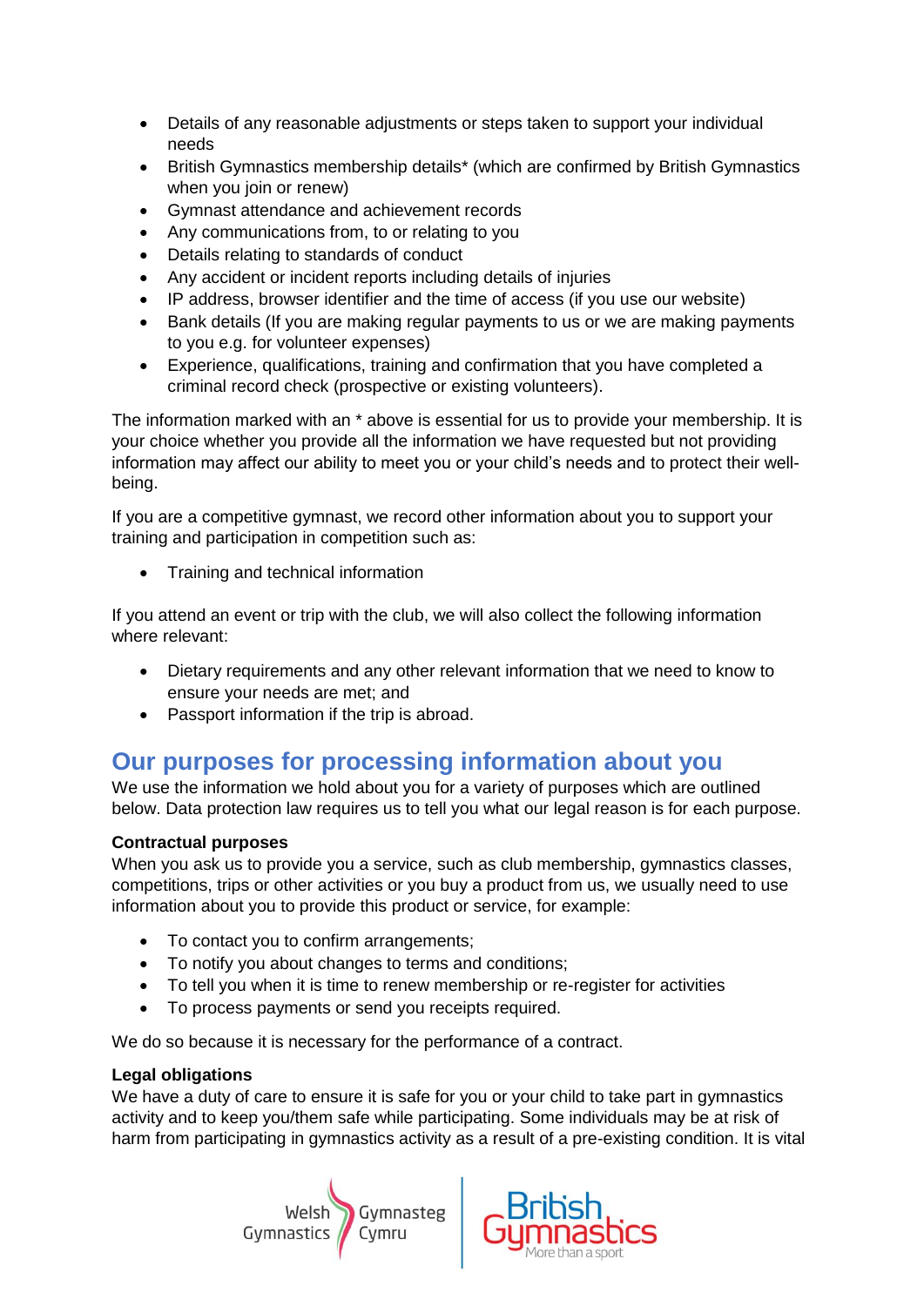- Details of any reasonable adjustments or steps taken to support your individual needs
- British Gymnastics membership details* (which are confirmed by British Gymnastics when you join or renew)
- Gymnast attendance and achievement records
- Any communications from, to or relating to you
- Details relating to standards of conduct
- Any accident or incident reports including details of injuries
- IP address, browser identifier and the time of access (if you use our website)
- Bank details (If you are making regular payments to us or we are making payments to you e.g. for volunteer expenses)
- Experience, qualifications, training and confirmation that you have completed a criminal record check (prospective or existing volunteers).

The information marked with an * above is essential for us to provide your membership. It is your choice whether you provide all the information we have requested but not providing information may affect our ability to meet you or your child's needs and to protect their well-being.

If you are a competitive gymnast, we record other information about you to support your training and participation in competition such as:

- Training and technical information

If you attend an event or trip with the club, we will also collect the following information where relevant:

- Dietary requirements and any other relevant information that we need to know to ensure your needs are met; and
- Passport information if the trip is abroad.

## Our purposes for processing information about you

We use the information we hold about you for a variety of purposes which are outlined below. Data protection law requires us to tell you what our legal reason is for each purpose.

**Contractual purposes**

When you ask us to provide you a service, such as club membership, gymnastics classes, competitions, trips or other activities or you buy a product from us, we usually need to use information about you to provide this product or service, for example:

- To contact you to confirm arrangements;
- To notify you about changes to terms and conditions;
- To tell you when it is time to renew membership or re-register for activities
- To process payments or send you receipts required.

We do so because it is necessary for the performance of a contract.

**Legal obligations**

We have a duty of care to ensure it is safe for you or your child to take part in gymnastics activity and to keep you/them safe while participating. Some individuals may be at risk of harm from participating in gymnastics activity as a result of a pre-existing condition. It is vital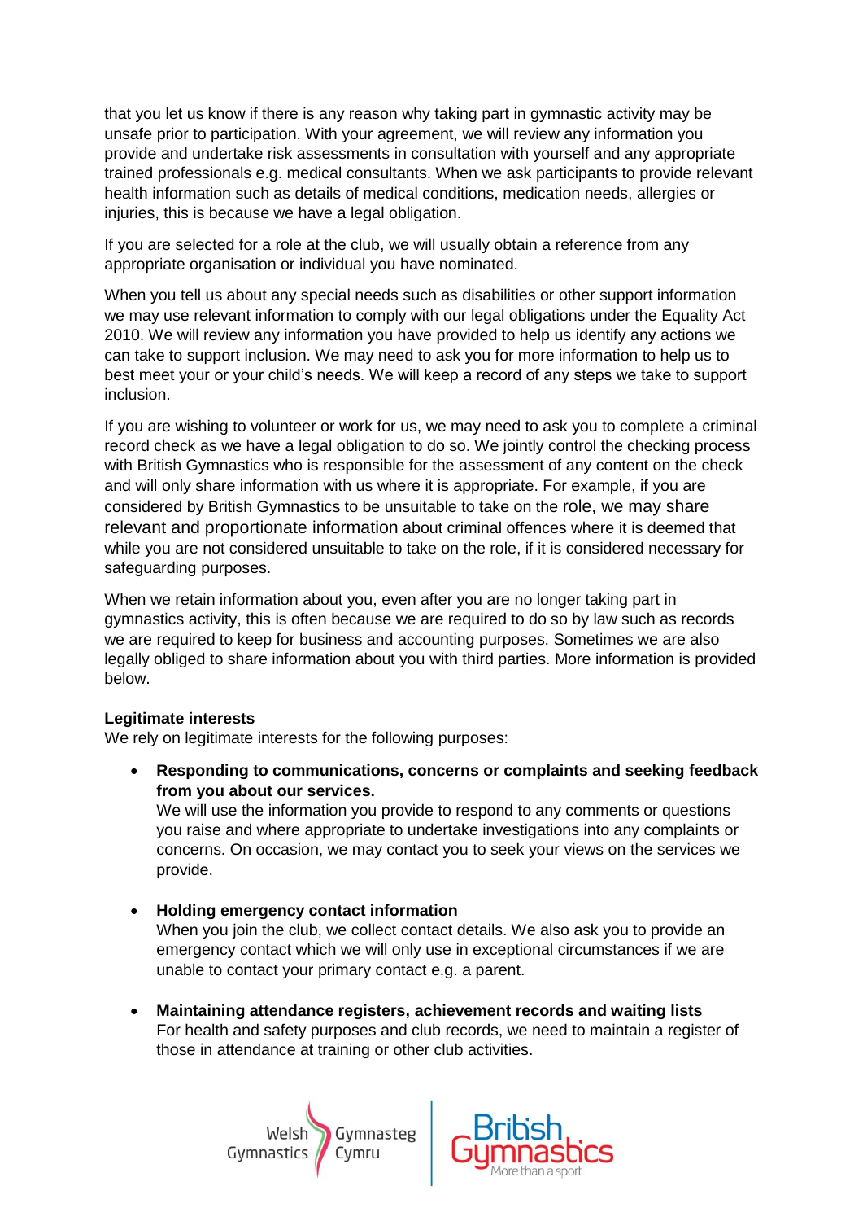that you let us know if there is any reason why taking part in gymnastic activity may be unsafe prior to participation. With your agreement, we will review any information you provide and undertake risk assessments in consultation with yourself and any appropriate trained professionals e.g. medical consultants. When we ask participants to provide relevant health information such as details of medical conditions, medication needs, allergies or injuries, this is because we have a legal obligation.

If you are selected for a role at the club, we will usually obtain a reference from any appropriate organisation or individual you have nominated.

When you tell us about any special needs such as disabilities or other support information we may use relevant information to comply with our legal obligations under the Equality Act 2010. We will review any information you have provided to help us identify any actions we can take to support inclusion. We may need to ask you for more information to help us to best meet your or your child's needs. We will keep a record of any steps we take to support inclusion.

If you are wishing to volunteer or work for us, we may need to ask you to complete a criminal record check as we have a legal obligation to do so. We jointly control the checking process with British Gymnastics who is responsible for the assessment of any content on the check and will only share information with us where it is appropriate. For example, if you are considered by British Gymnastics to be unsuitable to take on the role, we may share relevant and proportionate information about criminal offences where it is deemed that while you are not considered unsuitable to take on the role, if it is considered necessary for safeguarding purposes.

When we retain information about you, even after you are no longer taking part in gymnastics activity, this is often because we are required to do so by law such as records we are required to keep for business and accounting purposes. Sometimes we are also legally obliged to share information about you with third parties. More information is provided below.

**Legitimate interests**

We rely on legitimate interests for the following purposes:

- **Responding to communications, concerns or complaints and seeking feedback from you about our services.**
  We will use the information you provide to respond to any comments or questions you raise and where appropriate to undertake investigations into any complaints or concerns. On occasion, we may contact you to seek your views on the services we provide.

- **Holding emergency contact information**
  When you join the club, we collect contact details. We also ask you to provide an emergency contact which we will only use in exceptional circumstances if we are unable to contact your primary contact e.g. a parent.

- **Maintaining attendance registers, achievement records and waiting lists**
  For health and safety purposes and club records, we need to maintain a register of those in attendance at training or other club activities.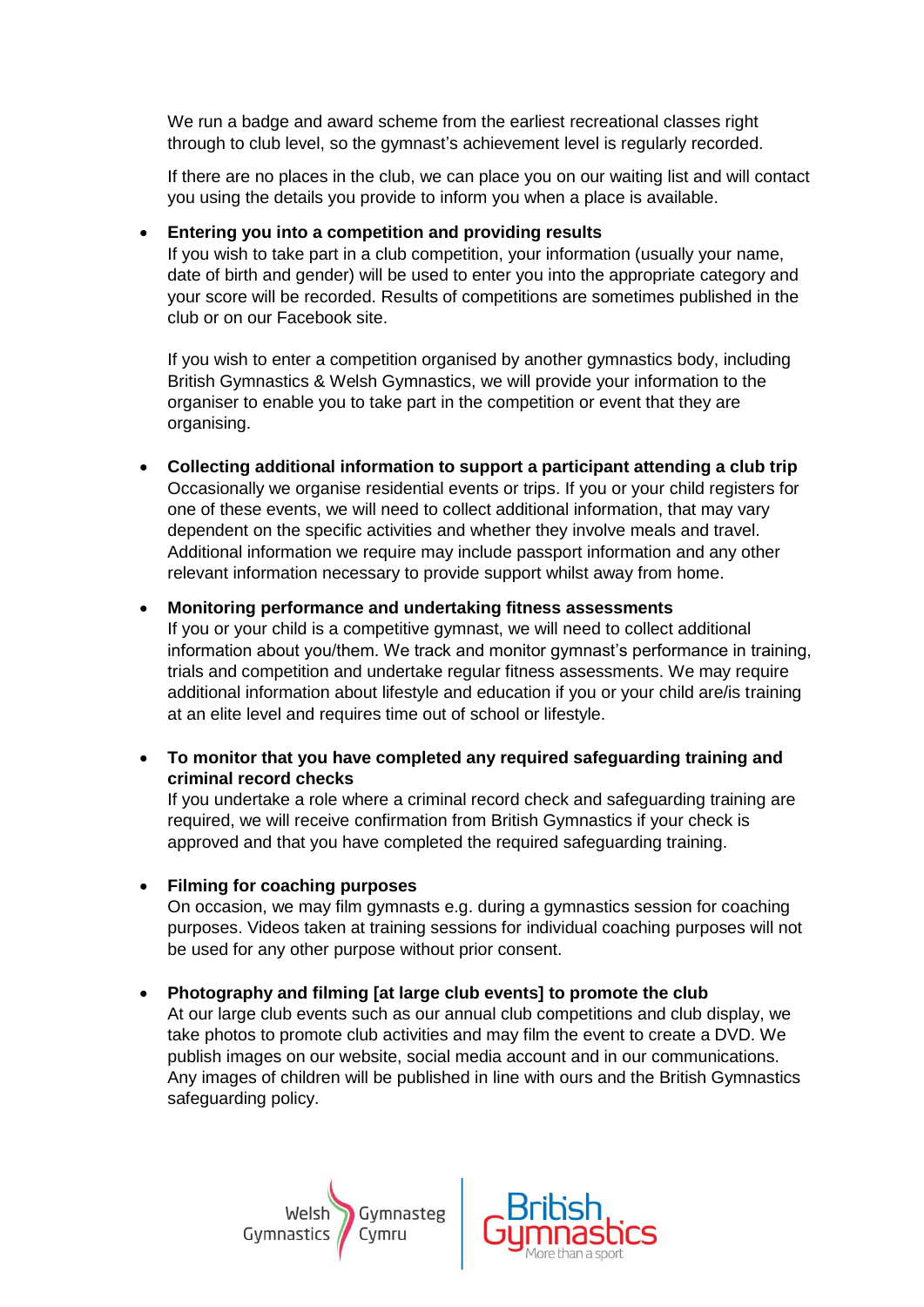We run a badge and award scheme from the earliest recreational classes right through to club level, so the gymnast's achievement level is regularly recorded.

If there are no places in the club, we can place you on our waiting list and will contact you using the details you provide to inform you when a place is available.

- **Entering you into a competition and providing results**
  If you wish to take part in a club competition, your information (usually your name, date of birth and gender) will be used to enter you into the appropriate category and your score will be recorded. Results of competitions are sometimes published in the club or on our Facebook site.

  If you wish to enter a competition organised by another gymnastics body, including British Gymnastics & Welsh Gymnastics, we will provide your information to the organiser to enable you to take part in the competition or event that they are organising.

- **Collecting additional information to support a participant attending a club trip**
  Occasionally we organise residential events or trips. If you or your child registers for one of these events, we will need to collect additional information, that may vary dependent on the specific activities and whether they involve meals and travel. Additional information we require may include passport information and any other relevant information necessary to provide support whilst away from home.

- **Monitoring performance and undertaking fitness assessments**
  If you or your child is a competitive gymnast, we will need to collect additional information about you/them. We track and monitor gymnast's performance in training, trials and competition and undertake regular fitness assessments. We may require additional information about lifestyle and education if you or your child are/is training at an elite level and requires time out of school or lifestyle.

- **To monitor that you have completed any required safeguarding training and criminal record checks**
  If you undertake a role where a criminal record check and safeguarding training are required, we will receive confirmation from British Gymnastics if your check is approved and that you have completed the required safeguarding training.

- **Filming for coaching purposes**
  On occasion, we may film gymnasts e.g. during a gymnastics session for coaching purposes. Videos taken at training sessions for individual coaching purposes will not be used for any other purpose without prior consent.

- **Photography and filming [at large club events] to promote the club**
  At our large club events such as our annual club competitions and club display, we take photos to promote club activities and may film the event to create a DVD. We publish images on our website, social media account and in our communications. Any images of children will be published in line with ours and the British Gymnastics safeguarding policy.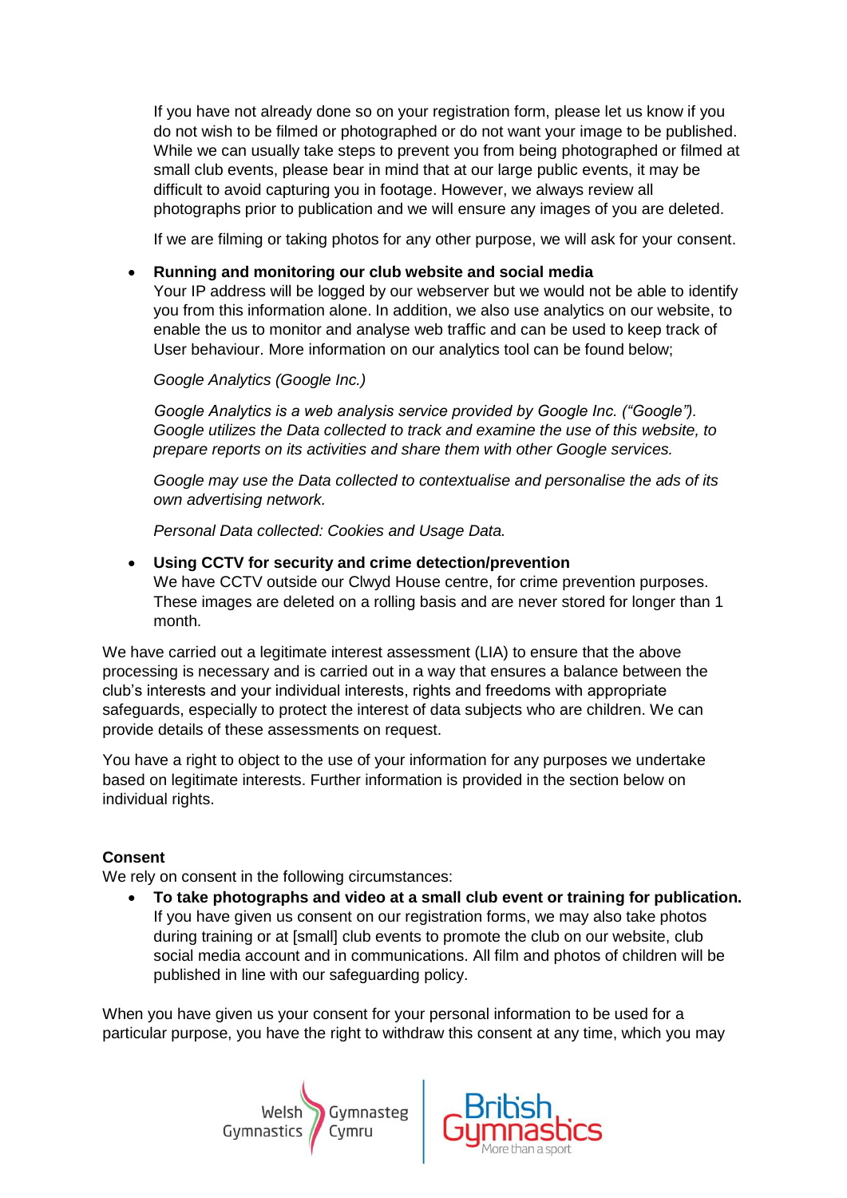If you have not already done so on your registration form, please let us know if you do not wish to be filmed or photographed or do not want your image to be published. While we can usually take steps to prevent you from being photographed or filmed at small club events, please bear in mind that at our large public events, it may be difficult to avoid capturing you in footage. However, we always review all photographs prior to publication and we will ensure any images of you are deleted.

If we are filming or taking photos for any other purpose, we will ask for your consent.

- **Running and monitoring our club website and social media**
  Your IP address will be logged by our webserver but we would not be able to identify you from this information alone. In addition, we also use analytics on our website, to enable the us to monitor and analyse web traffic and can be used to keep track of User behaviour. More information on our analytics tool can be found below;

  *Google Analytics (Google Inc.)*

  *Google Analytics is a web analysis service provided by Google Inc. ("Google"). Google utilizes the Data collected to track and examine the use of this website, to prepare reports on its activities and share them with other Google services.*

  *Google may use the Data collected to contextualise and personalise the ads of its own advertising network.*

  *Personal Data collected: Cookies and Usage Data.*

- **Using CCTV for security and crime detection/prevention**
  We have CCTV outside our Clwyd House centre, for crime prevention purposes. These images are deleted on a rolling basis and are never stored for longer than 1 month.

We have carried out a legitimate interest assessment (LIA) to ensure that the above processing is necessary and is carried out in a way that ensures a balance between the club's interests and your individual interests, rights and freedoms with appropriate safeguards, especially to protect the interest of data subjects who are children. We can provide details of these assessments on request.

You have a right to object to the use of your information for any purposes we undertake based on legitimate interests. Further information is provided in the section below on individual rights.

**Consent**

We rely on consent in the following circumstances:

- **To take photographs and video at a small club event or training for publication.**
  If you have given us consent on our registration forms, we may also take photos during training or at [small] club events to promote the club on our website, club social media account and in communications. All film and photos of children will be published in line with our safeguarding policy.

When you have given us your consent for your personal information to be used for a particular purpose, you have the right to withdraw this consent at any time, which you may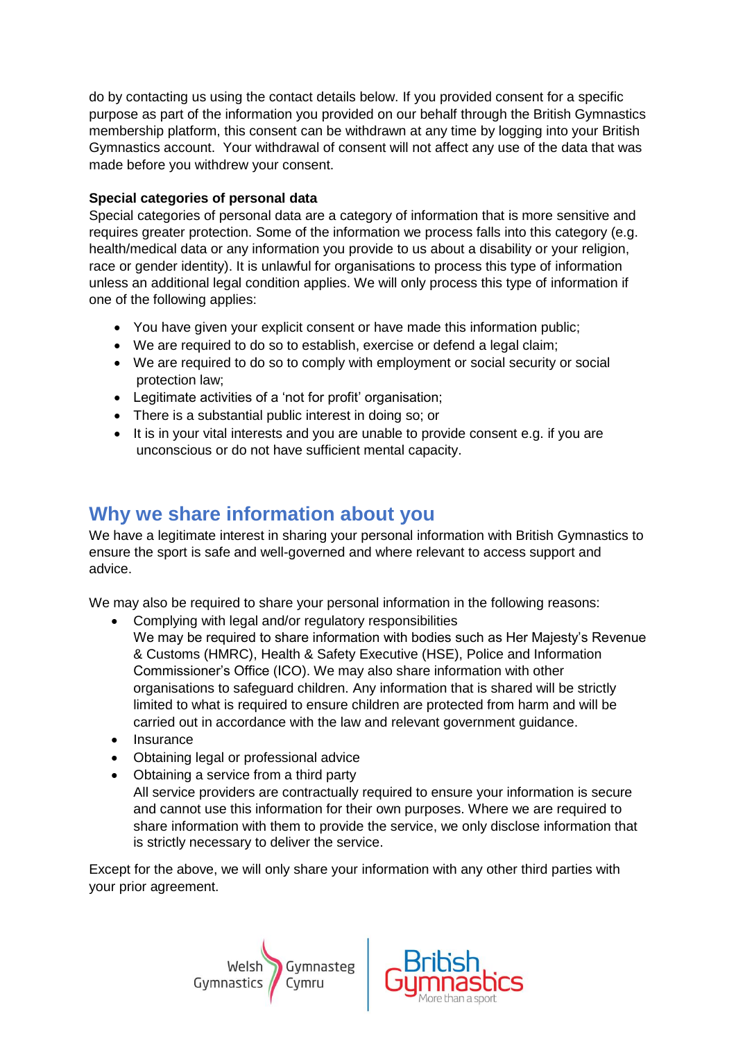do by contacting us using the contact details below. If you provided consent for a specific purpose as part of the information you provided on our behalf through the British Gymnastics membership platform, this consent can be withdrawn at any time by logging into your British Gymnastics account. Your withdrawal of consent will not affect any use of the data that was made before you withdrew your consent.

**Special categories of personal data**

Special categories of personal data are a category of information that is more sensitive and requires greater protection. Some of the information we process falls into this category (e.g. health/medical data or any information you provide to us about a disability or your religion, race or gender identity). It is unlawful for organisations to process this type of information unless an additional legal condition applies. We will only process this type of information if one of the following applies:

- You have given your explicit consent or have made this information public;
- We are required to do so to establish, exercise or defend a legal claim;
- We are required to do so to comply with employment or social security or social protection law;
- Legitimate activities of a 'not for profit' organisation;
- There is a substantial public interest in doing so; or
- It is in your vital interests and you are unable to provide consent e.g. if you are unconscious or do not have sufficient mental capacity.

## Why we share information about you

We have a legitimate interest in sharing your personal information with British Gymnastics to ensure the sport is safe and well-governed and where relevant to access support and advice.

We may also be required to share your personal information in the following reasons:

- Complying with legal and/or regulatory responsibilities
  We may be required to share information with bodies such as Her Majesty's Revenue & Customs (HMRC), Health & Safety Executive (HSE), Police and Information Commissioner's Office (ICO). We may also share information with other organisations to safeguard children. Any information that is shared will be strictly limited to what is required to ensure children are protected from harm and will be carried out in accordance with the law and relevant government guidance.
- Insurance
- Obtaining legal or professional advice
- Obtaining a service from a third party
  All service providers are contractually required to ensure your information is secure and cannot use this information for their own purposes. Where we are required to share information with them to provide the service, we only disclose information that is strictly necessary to deliver the service.

Except for the above, we will only share your information with any other third parties with your prior agreement.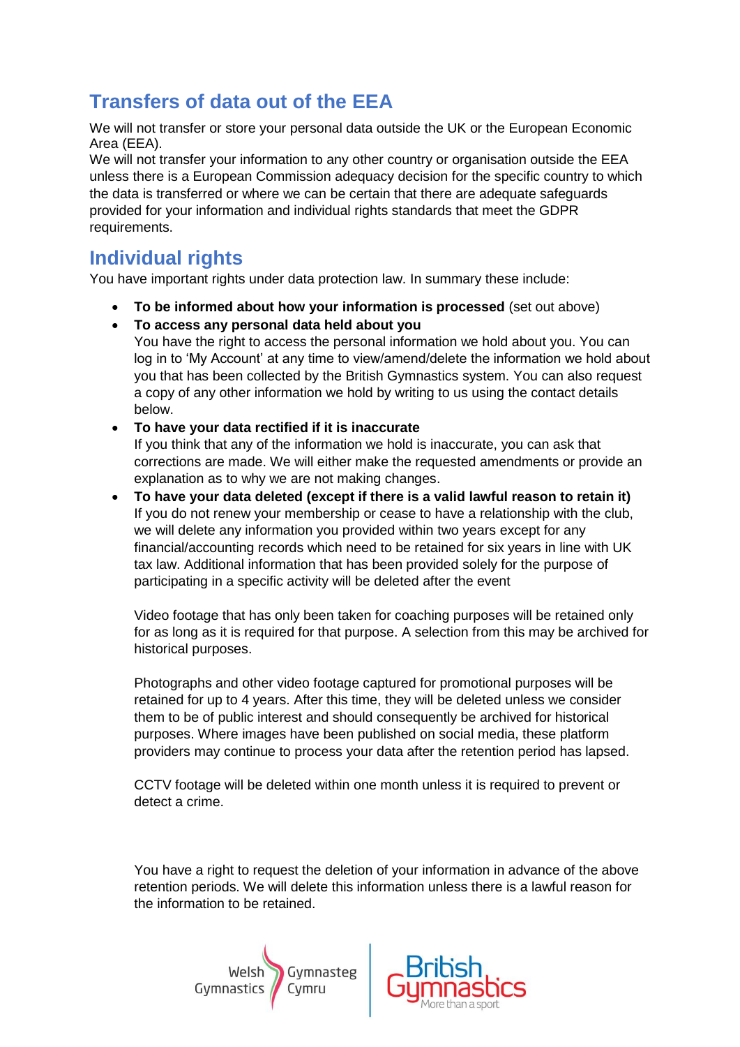## Transfers of data out of the EEA

We will not transfer or store your personal data outside the UK or the European Economic Area (EEA).

We will not transfer your information to any other country or organisation outside the EEA unless there is a European Commission adequacy decision for the specific country to which the data is transferred or where we can be certain that there are adequate safeguards provided for your information and individual rights standards that meet the GDPR requirements.

## Individual rights

You have important rights under data protection law. In summary these include:

- **To be informed about how your information is processed** (set out above)
- **To access any personal data held about you**
  You have the right to access the personal information we hold about you. You can log in to 'My Account' at any time to view/amend/delete the information we hold about you that has been collected by the British Gymnastics system. You can also request a copy of any other information we hold by writing to us using the contact details below.
- **To have your data rectified if it is inaccurate**
  If you think that any of the information we hold is inaccurate, you can ask that corrections are made. We will either make the requested amendments or provide an explanation as to why we are not making changes.
- **To have your data deleted (except if there is a valid lawful reason to retain it)**
  If you do not renew your membership or cease to have a relationship with the club, we will delete any information you provided within two years except for any financial/accounting records which need to be retained for six years in line with UK tax law. Additional information that has been provided solely for the purpose of participating in a specific activity will be deleted after the event

  Video footage that has only been taken for coaching purposes will be retained only for as long as it is required for that purpose. A selection from this may be archived for historical purposes.

  Photographs and other video footage captured for promotional purposes will be retained for up to 4 years. After this time, they will be deleted unless we consider them to be of public interest and should consequently be archived for historical purposes. Where images have been published on social media, these platform providers may continue to process your data after the retention period has lapsed.

  CCTV footage will be deleted within one month unless it is required to prevent or detect a crime.

  You have a right to request the deletion of your information in advance of the above retention periods. We will delete this information unless there is a lawful reason for the information to be retained.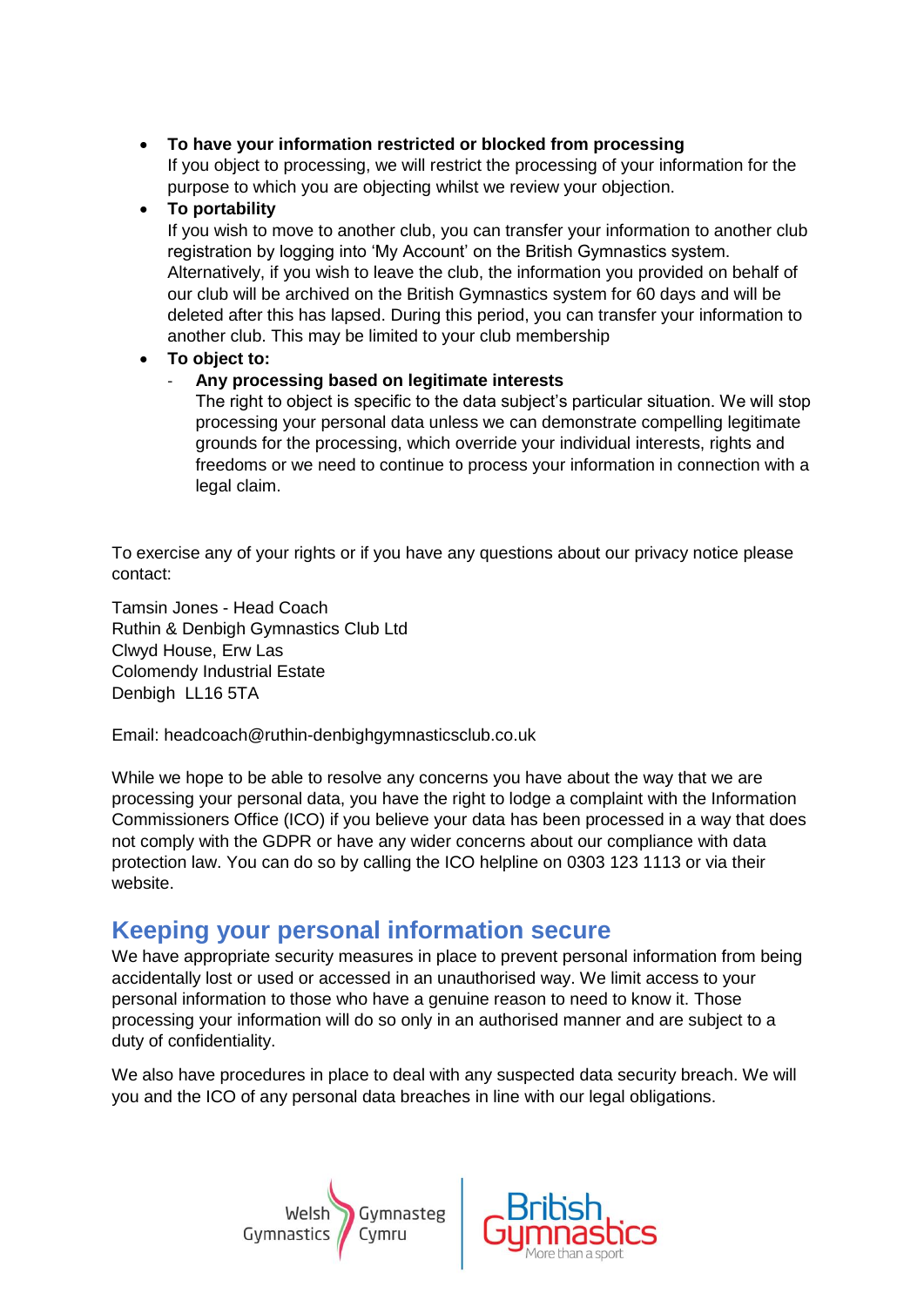- **To have your information restricted or blocked from processing**
  If you object to processing, we will restrict the processing of your information for the purpose to which you are objecting whilst we review your objection.
- **To portability**
  If you wish to move to another club, you can transfer your information to another club registration by logging into 'My Account' on the British Gymnastics system. Alternatively, if you wish to leave the club, the information you provided on behalf of our club will be archived on the British Gymnastics system for 60 days and will be deleted after this has lapsed. During this period, you can transfer your information to another club. This may be limited to your club membership
- **To object to:**
  - **Any processing based on legitimate interests**
    The right to object is specific to the data subject's particular situation. We will stop processing your personal data unless we can demonstrate compelling legitimate grounds for the processing, which override your individual interests, rights and freedoms or we need to continue to process your information in connection with a legal claim.

To exercise any of your rights or if you have any questions about our privacy notice please contact:

Tamsin Jones - Head Coach
Ruthin & Denbigh Gymnastics Club Ltd
Clwyd House, Erw Las
Colomendy Industrial Estate
Denbigh LL16 5TA

Email: headcoach@ruthin-denbighgymnasticsclub.co.uk

While we hope to be able to resolve any concerns you have about the way that we are processing your personal data, you have the right to lodge a complaint with the Information Commissioners Office (ICO) if you believe your data has been processed in a way that does not comply with the GDPR or have any wider concerns about our compliance with data protection law. You can do so by calling the ICO helpline on 0303 123 1113 or via their website.

## Keeping your personal information secure

We have appropriate security measures in place to prevent personal information from being accidentally lost or used or accessed in an unauthorised way. We limit access to your personal information to those who have a genuine reason to need to know it. Those processing your information will do so only in an authorised manner and are subject to a duty of confidentiality.

We also have procedures in place to deal with any suspected data security breach. We will you and the ICO of any personal data breaches in line with our legal obligations.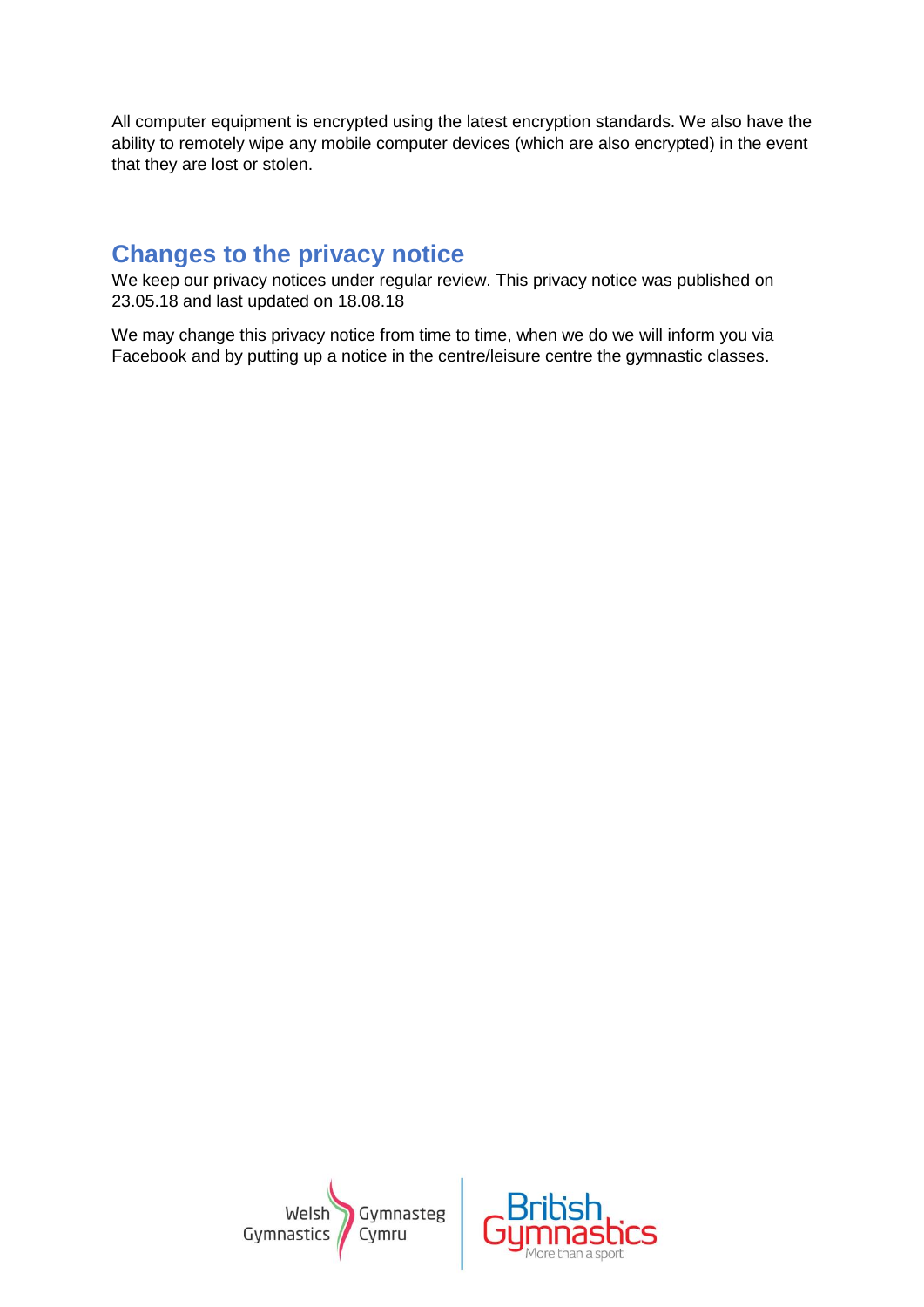All computer equipment is encrypted using the latest encryption standards. We also have the ability to remotely wipe any mobile computer devices (which are also encrypted) in the event that they are lost or stolen.

## Changes to the privacy notice

We keep our privacy notices under regular review. This privacy notice was published on 23.05.18 and last updated on 18.08.18

We may change this privacy notice from time to time, when we do we will inform you via Facebook and by putting up a notice in the centre/leisure centre the gymnastic classes.